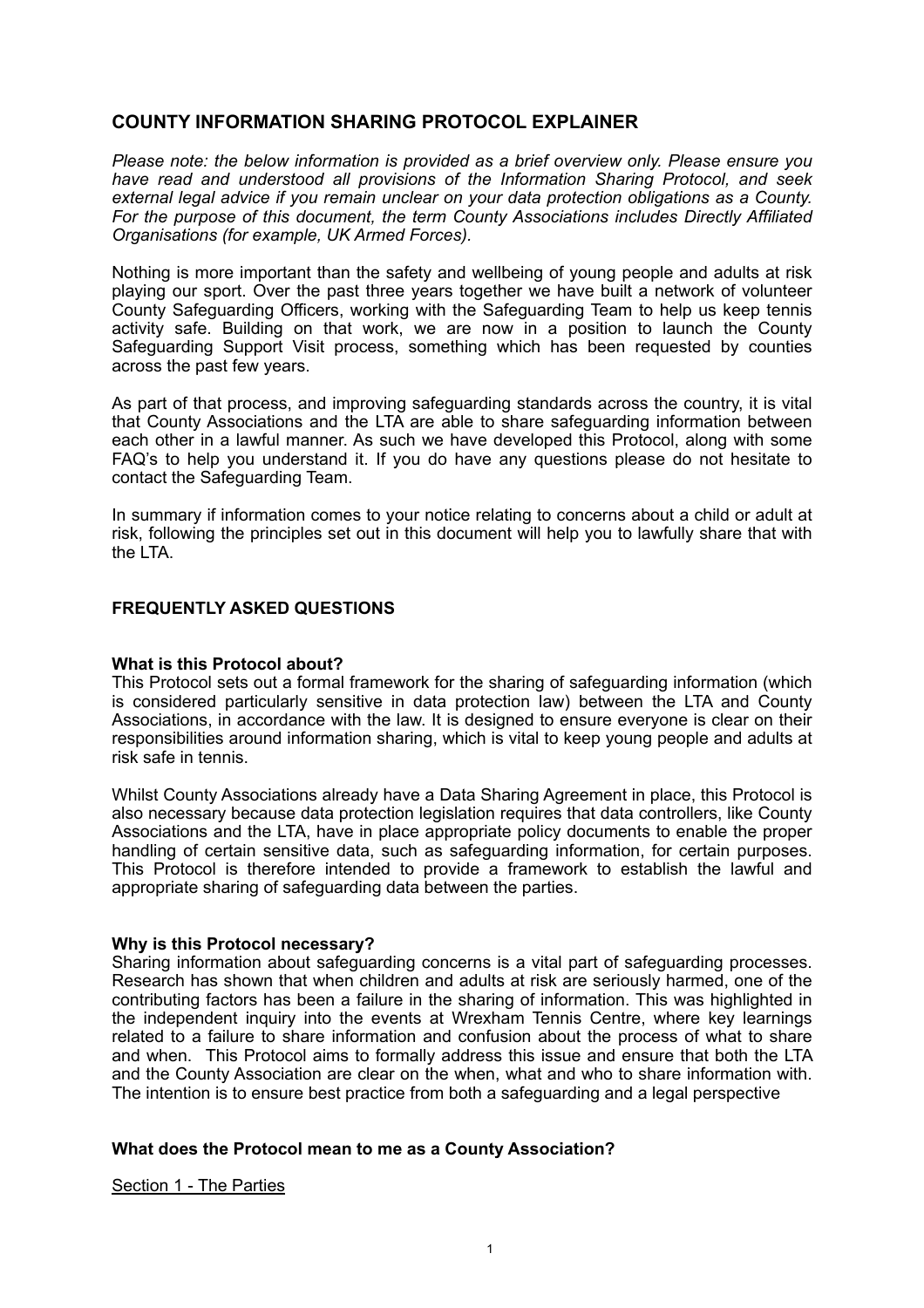# COUNTY INFORMATION SHARING PROTOCOL EXPLAINER

*Please note: the below information is provided as a brief overview only. Please ensure you have read and understood all provisions of the Information Sharing Protocol, and seek external legal advice if you remain unclear on your data protection obligations as a County. For the purpose of this document, the term County Associations includes Directly Affiliated Organisations (for example, UK Armed Forces).*

Nothing is more important than the safety and wellbeing of young people and adults at risk playing our sport. Over the past three years together we have built a network of volunteer County Safeguarding Officers, working with the Safeguarding Team to help us keep tennis activity safe. Building on that work, we are now in a position to launch the County Safeguarding Support Visit process, something which has been requested by counties across the past few years.

As part of that process, and improving safeguarding standards across the country, it is vital that County Associations and the LTA are able to share safeguarding information between each other in a lawful manner. As such we have developed this Protocol, along with some FAQ's to help you understand it. If you do have any questions please do not hesitate to contact the Safeguarding Team.

In summary if information comes to your notice relating to concerns about a child or adult at risk, following the principles set out in this document will help you to lawfully share that with the LTA.

## FREQUENTLY ASKED QUESTIONS

### What is this Protocol about?

This Protocol sets out a formal framework for the sharing of safeguarding information (which is considered particularly sensitive in data protection law) between the LTA and County Associations, in accordance with the law. It is designed to ensure everyone is clear on their responsibilities around information sharing, which is vital to keep young people and adults at risk safe in tennis.

Whilst County Associations already have a Data Sharing Agreement in place, this Protocol is also necessary because data protection legislation requires that data controllers, like County Associations and the LTA, have in place appropriate policy documents to enable the proper handling of certain sensitive data, such as safeguarding information, for certain purposes. This Protocol is therefore intended to provide a framework to establish the lawful and appropriate sharing of safeguarding data between the parties.

### Why is this Protocol necessary?

Sharing information about safeguarding concerns is a vital part of safeguarding processes. Research has shown that when children and adults at risk are seriously harmed, one of the contributing factors has been a failure in the sharing of information. This was highlighted in the independent inquiry into the events at Wrexham Tennis Centre, where key learnings related to a failure to share information and confusion about the process of what to share and when. This Protocol aims to formally address this issue and ensure that both the LTA and the County Association are clear on the when, what and who to share information with. The intention is to ensure best practice from both a safeguarding and a legal perspective

### What does the Protocol mean to me as a County Association?

Section 1 - The Parties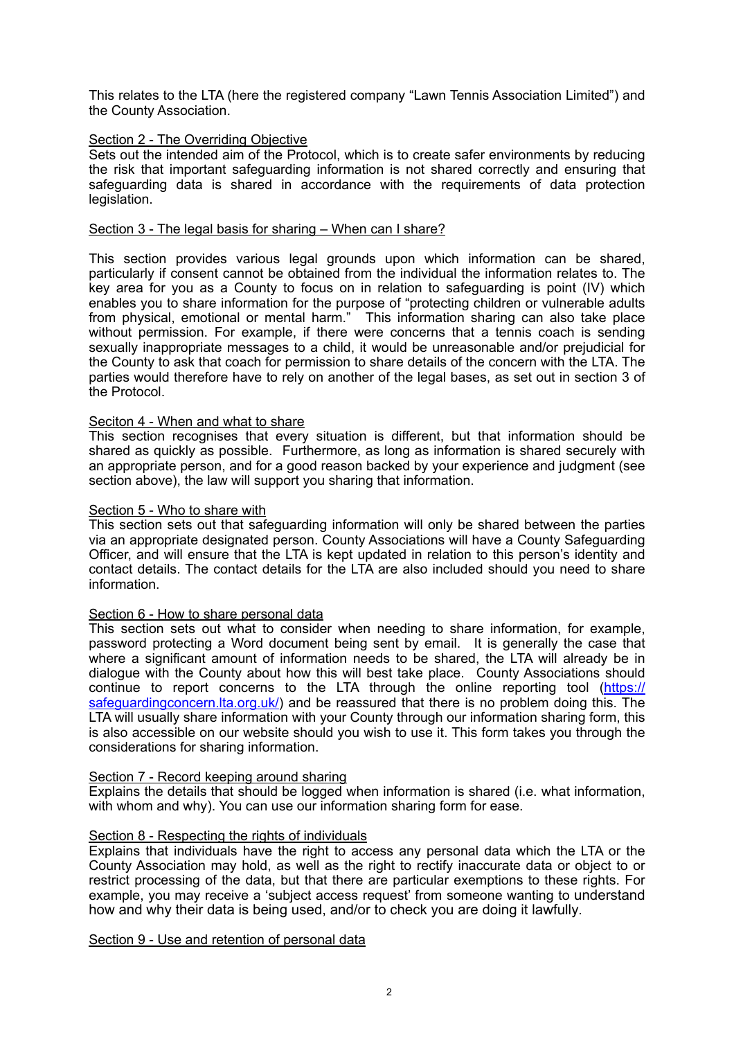This relates to the LTA (here the registered company "Lawn Tennis Association Limited") and the County Association.

Section 2 - The Overriding Objective

Sets out the intended aim of the Protocol, which is to create safer environments by reducing the risk that important safeguarding information is not shared correctly and ensuring that safeguarding data is shared in accordance with the requirements of data protection legislation.

Section 3 - The legal basis for sharing – When can I share?

This section provides various legal grounds upon which information can be shared, particularly if consent cannot be obtained from the individual the information relates to. The key area for you as a County to focus on in relation to safeguarding is point (IV) which enables you to share information for the purpose of "protecting children or vulnerable adults from physical, emotional or mental harm." This information sharing can also take place without permission. For example, if there were concerns that a tennis coach is sending sexually inappropriate messages to a child, it would be unreasonable and/or prejudicial for the County to ask that coach for permission to share details of the concern with the LTA. The parties would therefore have to rely on another of the legal bases, as set out in section 3 of the Protocol.

Seciton 4 - When and what to share

This section recognises that every situation is different, but that information should be shared as quickly as possible. Furthermore, as long as information is shared securely with an appropriate person, and for a good reason backed by your experience and judgment (see section above), the law will support you sharing that information.

Section 5 - Who to share with

This section sets out that safeguarding information will only be shared between the parties via an appropriate designated person. County Associations will have a County Safeguarding Officer, and will ensure that the LTA is kept updated in relation to this person's identity and contact details. The contact details for the LTA are also included should you need to share information.

Section 6 - How to share personal data

This section sets out what to consider when needing to share information, for example, password protecting a Word document being sent by email. It is generally the case that where a significant amount of information needs to be shared, the LTA will already be in dialogue with the County about how this will best take place. County Associations should continue to report concerns to the LTA through the online reporting tool ([https://safeguardingconcern.lta.org.uk/](https://safeguardingconcern.lta.org.uk/)) and be reassured that there is no problem doing this. The LTA will usually share information with your County through our information sharing form, this is also accessible on our website should you wish to use it. This form takes you through the considerations for sharing information.

Section 7 - Record keeping around sharing

Explains the details that should be logged when information is shared (i.e. what information, with whom and why). You can use our information sharing form for ease.

Section 8 - Respecting the rights of individuals

Explains that individuals have the right to access any personal data which the LTA or the County Association may hold, as well as the right to rectify inaccurate data or object to or restrict processing of the data, but that there are particular exemptions to these rights. For example, you may receive a 'subject access request' from someone wanting to understand how and why their data is being used, and/or to check you are doing it lawfully.

Section 9 - Use and retention of personal data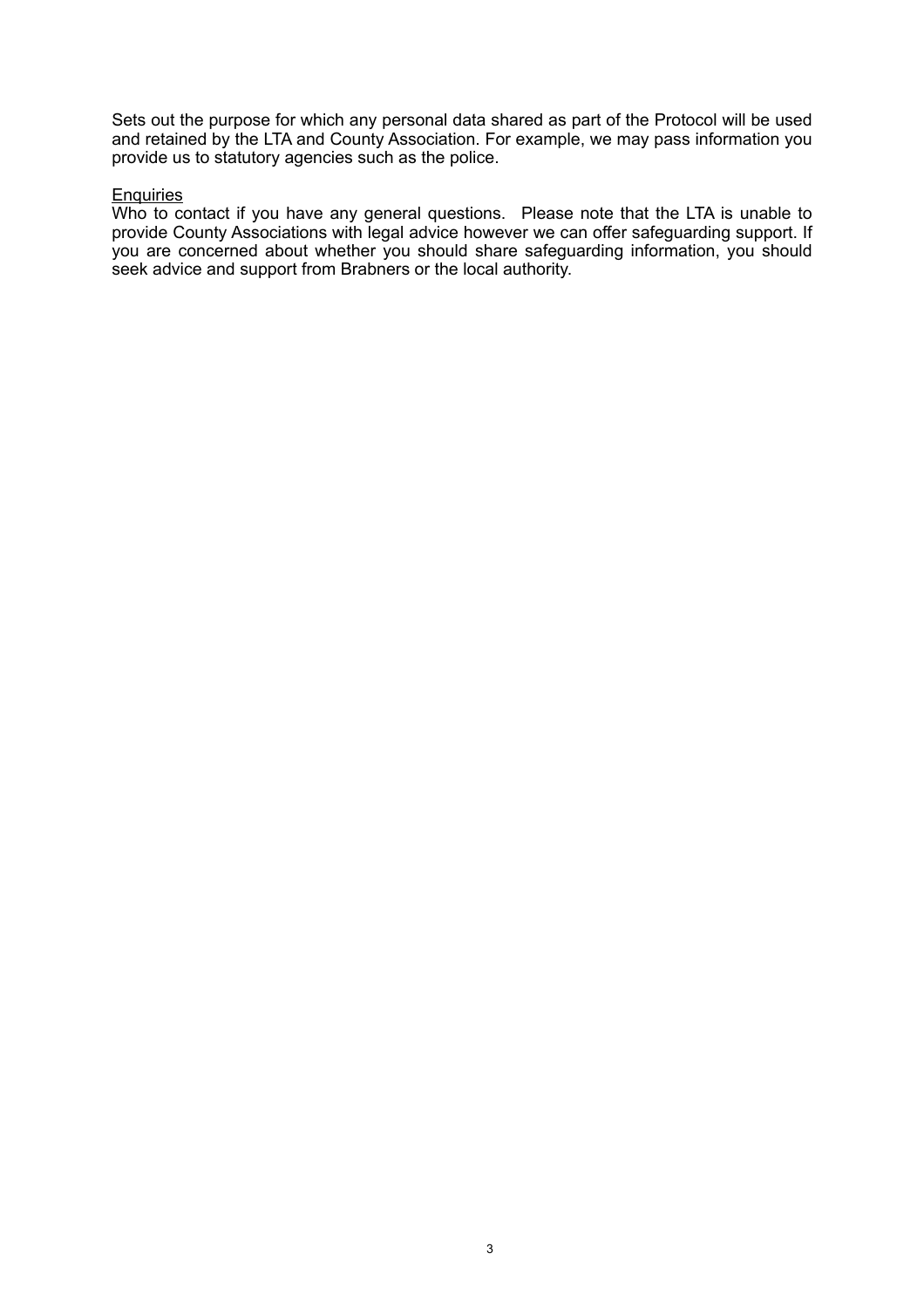Sets out the purpose for which any personal data shared as part of the Protocol will be used and retained by the LTA and County Association. For example, we may pass information you provide us to statutory agencies such as the police.

<u>Enquiries</u>
Who to contact if you have any general questions. Please note that the LTA is unable to provide County Associations with legal advice however we can offer safeguarding support. If you are concerned about whether you should share safeguarding information, you should seek advice and support from Brabners or the local authority.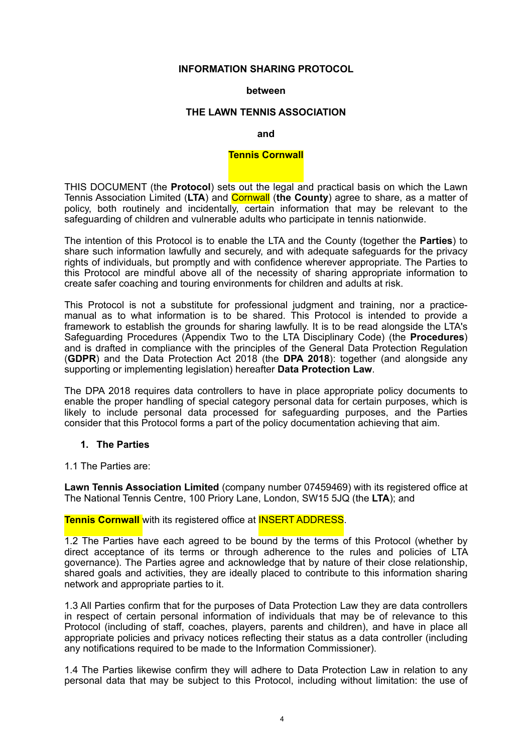**INFORMATION SHARING PROTOCOL**

**between**

**THE LAWN TENNIS ASSOCIATION**

**and**

**Tennis Cornwall**

THIS DOCUMENT (the **Protocol**) sets out the legal and practical basis on which the Lawn Tennis Association Limited (**LTA**) and Cornwall (**the County**) agree to share, as a matter of policy, both routinely and incidentally, certain information that may be relevant to the safeguarding of children and vulnerable adults who participate in tennis nationwide.

The intention of this Protocol is to enable the LTA and the County (together the **Parties**) to share such information lawfully and securely, and with adequate safeguards for the privacy rights of individuals, but promptly and with confidence wherever appropriate. The Parties to this Protocol are mindful above all of the necessity of sharing appropriate information to create safer coaching and touring environments for children and adults at risk.

This Protocol is not a substitute for professional judgment and training, nor a practice-manual as to what information is to be shared. This Protocol is intended to provide a framework to establish the grounds for sharing lawfully. It is to be read alongside the LTA's Safeguarding Procedures (Appendix Two to the LTA Disciplinary Code) (the **Procedures**) and is drafted in compliance with the principles of the General Data Protection Regulation (**GDPR**) and the Data Protection Act 2018 (the **DPA 2018**): together (and alongside any supporting or implementing legislation) hereafter **Data Protection Law**.

The DPA 2018 requires data controllers to have in place appropriate policy documents to enable the proper handling of special category personal data for certain purposes, which is likely to include personal data processed for safeguarding purposes, and the Parties consider that this Protocol forms a part of the policy documentation achieving that aim.

1. **The Parties**

1.1 The Parties are:

**Lawn Tennis Association Limited** (company number 07459469) with its registered office at The National Tennis Centre, 100 Priory Lane, London, SW15 5JQ (the **LTA**); and

**Tennis Cornwall** with its registered office at INSERT ADDRESS.

1.2 The Parties have each agreed to be bound by the terms of this Protocol (whether by direct acceptance of its terms or through adherence to the rules and policies of LTA governance). The Parties agree and acknowledge that by nature of their close relationship, shared goals and activities, they are ideally placed to contribute to this information sharing network and appropriate parties to it.

1.3 All Parties confirm that for the purposes of Data Protection Law they are data controllers in respect of certain personal information of individuals that may be of relevance to this Protocol (including of staff, coaches, players, parents and children), and have in place all appropriate policies and privacy notices reflecting their status as a data controller (including any notifications required to be made to the Information Commissioner).

1.4 The Parties likewise confirm they will adhere to Data Protection Law in relation to any personal data that may be subject to this Protocol, including without limitation: the use of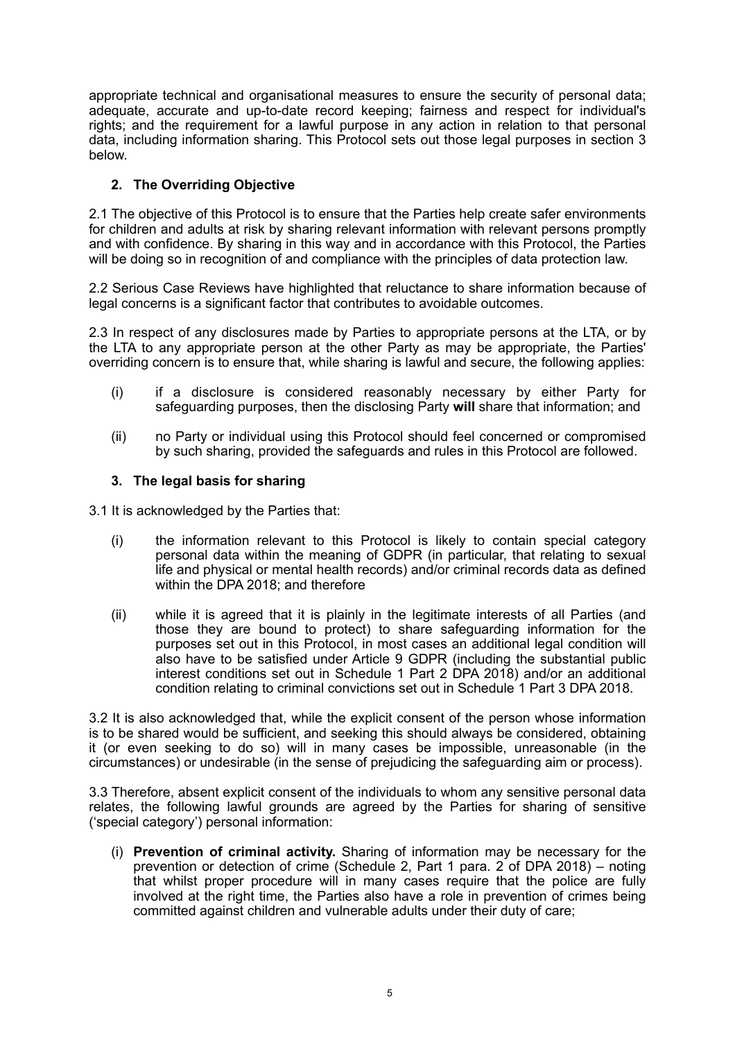appropriate technical and organisational measures to ensure the security of personal data; adequate, accurate and up-to-date record keeping; fairness and respect for individual's rights; and the requirement for a lawful purpose in any action in relation to that personal data, including information sharing. This Protocol sets out those legal purposes in section 3 below.

## 2. The Overriding Objective

2.1 The objective of this Protocol is to ensure that the Parties help create safer environments for children and adults at risk by sharing relevant information with relevant persons promptly and with confidence. By sharing in this way and in accordance with this Protocol, the Parties will be doing so in recognition of and compliance with the principles of data protection law.

2.2 Serious Case Reviews have highlighted that reluctance to share information because of legal concerns is a significant factor that contributes to avoidable outcomes.

2.3 In respect of any disclosures made by Parties to appropriate persons at the LTA, or by the LTA to any appropriate person at the other Party as may be appropriate, the Parties' overriding concern is to ensure that, while sharing is lawful and secure, the following applies:

(i) if a disclosure is considered reasonably necessary by either Party for safeguarding purposes, then the disclosing Party **will** share that information; and

(ii) no Party or individual using this Protocol should feel concerned or compromised by such sharing, provided the safeguards and rules in this Protocol are followed.

## 3. The legal basis for sharing

3.1 It is acknowledged by the Parties that:

(i) the information relevant to this Protocol is likely to contain special category personal data within the meaning of GDPR (in particular, that relating to sexual life and physical or mental health records) and/or criminal records data as defined within the DPA 2018; and therefore

(ii) while it is agreed that it is plainly in the legitimate interests of all Parties (and those they are bound to protect) to share safeguarding information for the purposes set out in this Protocol, in most cases an additional legal condition will also have to be satisfied under Article 9 GDPR (including the substantial public interest conditions set out in Schedule 1 Part 2 DPA 2018) and/or an additional condition relating to criminal convictions set out in Schedule 1 Part 3 DPA 2018.

3.2 It is also acknowledged that, while the explicit consent of the person whose information is to be shared would be sufficient, and seeking this should always be considered, obtaining it (or even seeking to do so) will in many cases be impossible, unreasonable (in the circumstances) or undesirable (in the sense of prejudicing the safeguarding aim or process).

3.3 Therefore, absent explicit consent of the individuals to whom any sensitive personal data relates, the following lawful grounds are agreed by the Parties for sharing of sensitive ('special category') personal information:

(i) **Prevention of criminal activity.** Sharing of information may be necessary for the prevention or detection of crime (Schedule 2, Part 1 para. 2 of DPA 2018) – noting that whilst proper procedure will in many cases require that the police are fully involved at the right time, the Parties also have a role in prevention of crimes being committed against children and vulnerable adults under their duty of care;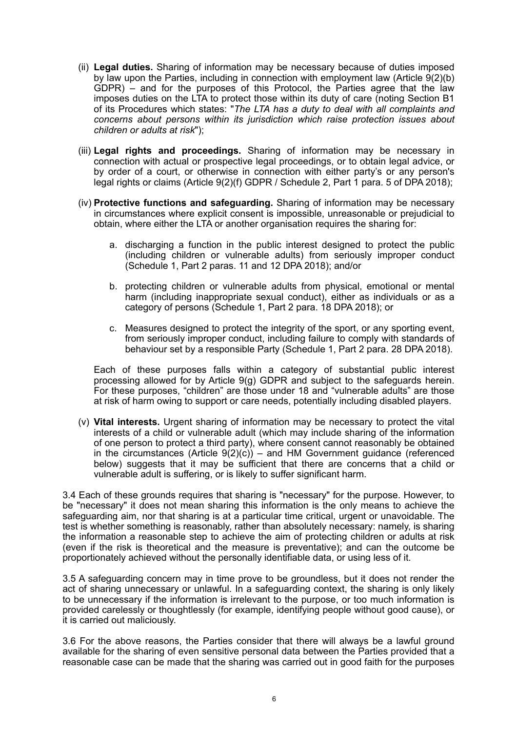(ii) **Legal duties.** Sharing of information may be necessary because of duties imposed by law upon the Parties, including in connection with employment law (Article 9(2)(b) GDPR) – and for the purposes of this Protocol, the Parties agree that the law imposes duties on the LTA to protect those within its duty of care (noting Section B1 of its Procedures which states: "*The LTA has a duty to deal with all complaints and concerns about persons within its jurisdiction which raise protection issues about children or adults at risk*");

(iii) **Legal rights and proceedings.** Sharing of information may be necessary in connection with actual or prospective legal proceedings, or to obtain legal advice, or by order of a court, or otherwise in connection with either party's or any person's legal rights or claims (Article 9(2)(f) GDPR / Schedule 2, Part 1 para. 5 of DPA 2018);

(iv) **Protective functions and safeguarding.** Sharing of information may be necessary in circumstances where explicit consent is impossible, unreasonable or prejudicial to obtain, where either the LTA or another organisation requires the sharing for:

a. discharging a function in the public interest designed to protect the public (including children or vulnerable adults) from seriously improper conduct (Schedule 1, Part 2 paras. 11 and 12 DPA 2018); and/or

b. protecting children or vulnerable adults from physical, emotional or mental harm (including inappropriate sexual conduct), either as individuals or as a category of persons (Schedule 1, Part 2 para. 18 DPA 2018); or

c. Measures designed to protect the integrity of the sport, or any sporting event, from seriously improper conduct, including failure to comply with standards of behaviour set by a responsible Party (Schedule 1, Part 2 para. 28 DPA 2018).

Each of these purposes falls within a category of substantial public interest processing allowed for by Article 9(g) GDPR and subject to the safeguards herein. For these purposes, "children" are those under 18 and "vulnerable adults" are those at risk of harm owing to support or care needs, potentially including disabled players.

(v) **Vital interests.** Urgent sharing of information may be necessary to protect the vital interests of a child or vulnerable adult (which may include sharing of the information of one person to protect a third party), where consent cannot reasonably be obtained in the circumstances (Article 9(2)(c)) – and HM Government guidance (referenced below) suggests that it may be sufficient that there are concerns that a child or vulnerable adult is suffering, or is likely to suffer significant harm.

3.4 Each of these grounds requires that sharing is "necessary" for the purpose. However, to be "necessary" it does not mean sharing this information is the only means to achieve the safeguarding aim, nor that sharing is at a particular time critical, urgent or unavoidable. The test is whether something is reasonably, rather than absolutely necessary: namely, is sharing the information a reasonable step to achieve the aim of protecting children or adults at risk (even if the risk is theoretical and the measure is preventative); and can the outcome be proportionately achieved without the personally identifiable data, or using less of it.

3.5 A safeguarding concern may in time prove to be groundless, but it does not render the act of sharing unnecessary or unlawful. In a safeguarding context, the sharing is only likely to be unnecessary if the information is irrelevant to the purpose, or too much information is provided carelessly or thoughtlessly (for example, identifying people without good cause), or it is carried out maliciously.

3.6 For the above reasons, the Parties consider that there will always be a lawful ground available for the sharing of even sensitive personal data between the Parties provided that a reasonable case can be made that the sharing was carried out in good faith for the purposes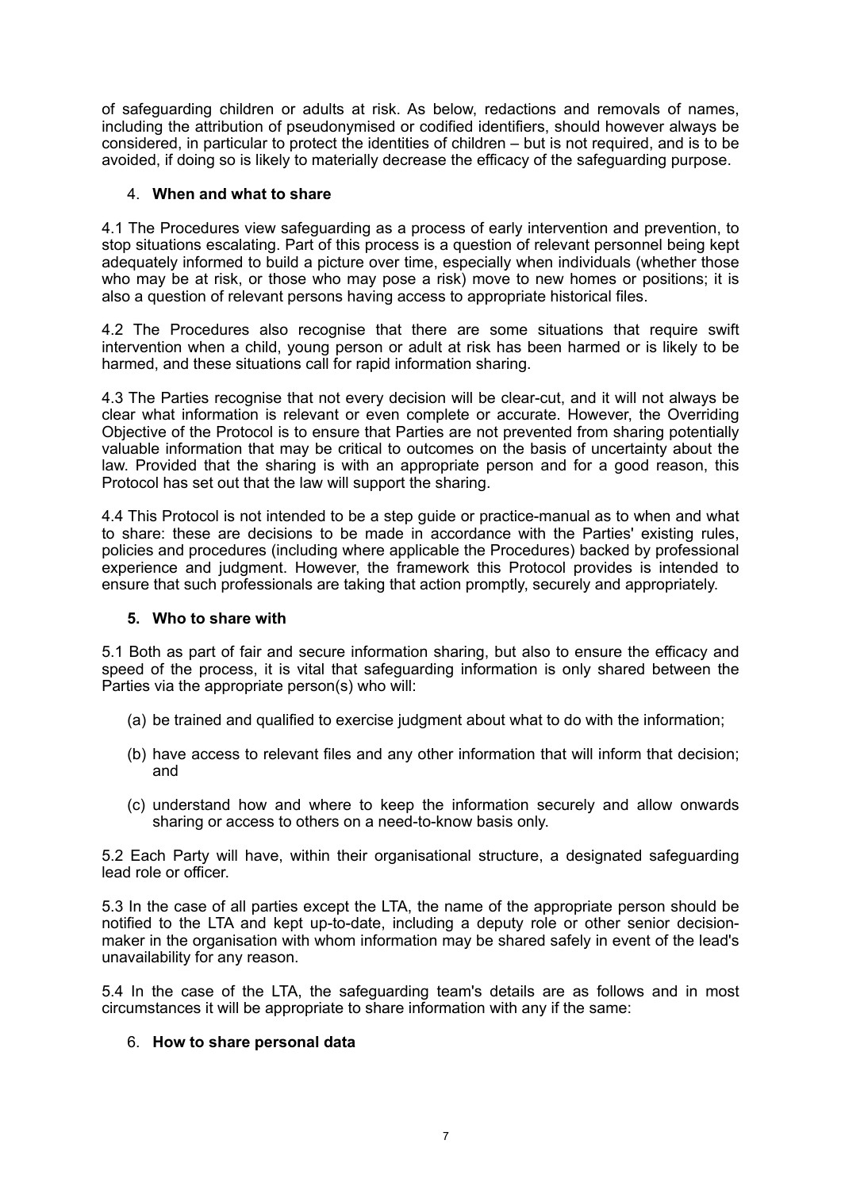of safeguarding children or adults at risk. As below, redactions and removals of names, including the attribution of pseudonymised or codified identifiers, should however always be considered, in particular to protect the identities of children – but is not required, and is to be avoided, if doing so is likely to materially decrease the efficacy of the safeguarding purpose.

## 4. **When and what to share**

4.1 The Procedures view safeguarding as a process of early intervention and prevention, to stop situations escalating. Part of this process is a question of relevant personnel being kept adequately informed to build a picture over time, especially when individuals (whether those who may be at risk, or those who may pose a risk) move to new homes or positions; it is also a question of relevant persons having access to appropriate historical files.

4.2 The Procedures also recognise that there are some situations that require swift intervention when a child, young person or adult at risk has been harmed or is likely to be harmed, and these situations call for rapid information sharing.

4.3 The Parties recognise that not every decision will be clear-cut, and it will not always be clear what information is relevant or even complete or accurate. However, the Overriding Objective of the Protocol is to ensure that Parties are not prevented from sharing potentially valuable information that may be critical to outcomes on the basis of uncertainty about the law. Provided that the sharing is with an appropriate person and for a good reason, this Protocol has set out that the law will support the sharing.

4.4 This Protocol is not intended to be a step guide or practice-manual as to when and what to share: these are decisions to be made in accordance with the Parties' existing rules, policies and procedures (including where applicable the Procedures) backed by professional experience and judgment. However, the framework this Protocol provides is intended to ensure that such professionals are taking that action promptly, securely and appropriately.

## 5. **Who to share with**

5.1 Both as part of fair and secure information sharing, but also to ensure the efficacy and speed of the process, it is vital that safeguarding information is only shared between the Parties via the appropriate person(s) who will:

(a) be trained and qualified to exercise judgment about what to do with the information;

(b) have access to relevant files and any other information that will inform that decision; and

(c) understand how and where to keep the information securely and allow onwards sharing or access to others on a need-to-know basis only.

5.2 Each Party will have, within their organisational structure, a designated safeguarding lead role or officer.

5.3 In the case of all parties except the LTA, the name of the appropriate person should be notified to the LTA and kept up-to-date, including a deputy role or other senior decision-maker in the organisation with whom information may be shared safely in event of the lead's unavailability for any reason.

5.4 In the case of the LTA, the safeguarding team's details are as follows and in most circumstances it will be appropriate to share information with any if the same:

## 6. **How to share personal data**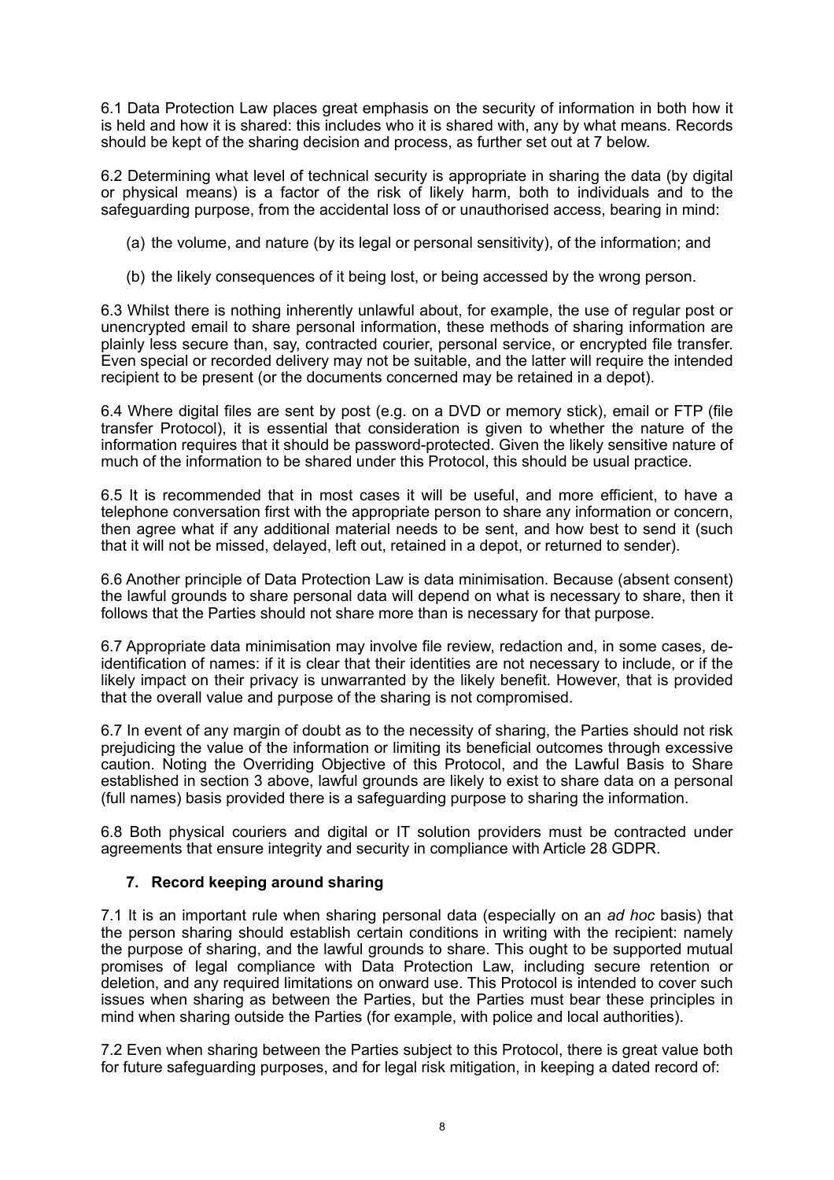6.1 Data Protection Law places great emphasis on the security of information in both how it is held and how it is shared: this includes who it is shared with, any by what means. Records should be kept of the sharing decision and process, as further set out at 7 below.

6.2 Determining what level of technical security is appropriate in sharing the data (by digital or physical means) is a factor of the risk of likely harm, both to individuals and to the safeguarding purpose, from the accidental loss of or unauthorised access, bearing in mind:

(a) the volume, and nature (by its legal or personal sensitivity), of the information; and

(b) the likely consequences of it being lost, or being accessed by the wrong person.

6.3 Whilst there is nothing inherently unlawful about, for example, the use of regular post or unencrypted email to share personal information, these methods of sharing information are plainly less secure than, say, contracted courier, personal service, or encrypted file transfer. Even special or recorded delivery may not be suitable, and the latter will require the intended recipient to be present (or the documents concerned may be retained in a depot).

6.4 Where digital files are sent by post (e.g. on a DVD or memory stick), email or FTP (file transfer Protocol), it is essential that consideration is given to whether the nature of the information requires that it should be password-protected. Given the likely sensitive nature of much of the information to be shared under this Protocol, this should be usual practice.

6.5 It is recommended that in most cases it will be useful, and more efficient, to have a telephone conversation first with the appropriate person to share any information or concern, then agree what if any additional material needs to be sent, and how best to send it (such that it will not be missed, delayed, left out, retained in a depot, or returned to sender).

6.6 Another principle of Data Protection Law is data minimisation. Because (absent consent) the lawful grounds to share personal data will depend on what is necessary to share, then it follows that the Parties should not share more than is necessary for that purpose.

6.7 Appropriate data minimisation may involve file review, redaction and, in some cases, de-identification of names: if it is clear that their identities are not necessary to include, or if the likely impact on their privacy is unwarranted by the likely benefit. However, that is provided that the overall value and purpose of the sharing is not compromised.

6.7 In event of any margin of doubt as to the necessity of sharing, the Parties should not risk prejudicing the value of the information or limiting its beneficial outcomes through excessive caution. Noting the Overriding Objective of this Protocol, and the Lawful Basis to Share established in section 3 above, lawful grounds are likely to exist to share data on a personal (full names) basis provided there is a safeguarding purpose to sharing the information.

6.8 Both physical couriers and digital or IT solution providers must be contracted under agreements that ensure integrity and security in compliance with Article 28 GDPR.

## 7. Record keeping around sharing

7.1 It is an important rule when sharing personal data (especially on an *ad hoc* basis) that the person sharing should establish certain conditions in writing with the recipient: namely the purpose of sharing, and the lawful grounds to share. This ought to be supported mutual promises of legal compliance with Data Protection Law, including secure retention or deletion, and any required limitations on onward use. This Protocol is intended to cover such issues when sharing as between the Parties, but the Parties must bear these principles in mind when sharing outside the Parties (for example, with police and local authorities).

7.2 Even when sharing between the Parties subject to this Protocol, there is great value both for future safeguarding purposes, and for legal risk mitigation, in keeping a dated record of: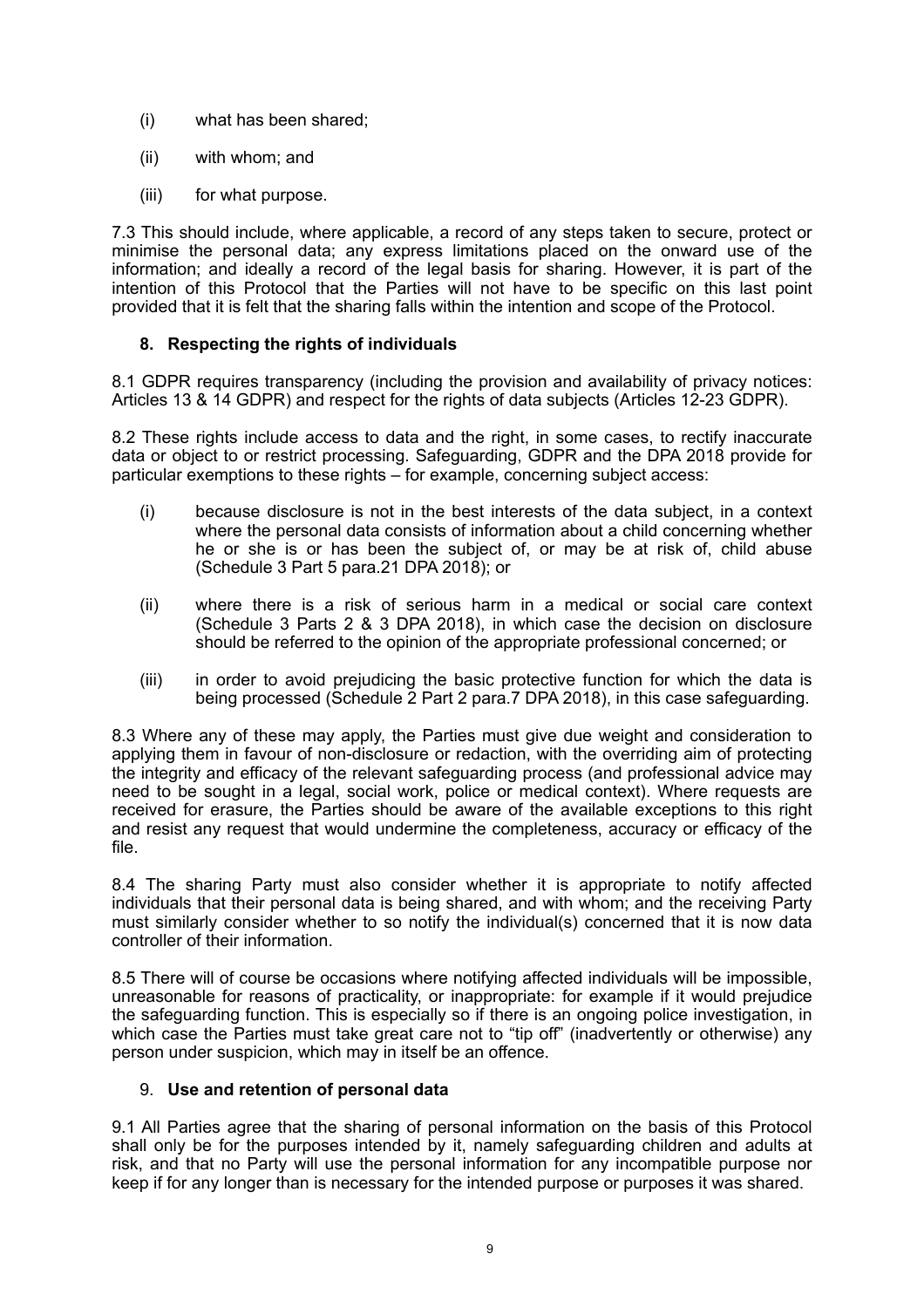(i) what has been shared;

(ii) with whom; and

(iii) for what purpose.

7.3 This should include, where applicable, a record of any steps taken to secure, protect or minimise the personal data; any express limitations placed on the onward use of the information; and ideally a record of the legal basis for sharing. However, it is part of the intention of this Protocol that the Parties will not have to be specific on this last point provided that it is felt that the sharing falls within the intention and scope of the Protocol.

## 8. Respecting the rights of individuals

8.1 GDPR requires transparency (including the provision and availability of privacy notices: Articles 13 & 14 GDPR) and respect for the rights of data subjects (Articles 12-23 GDPR).

8.2 These rights include access to data and the right, in some cases, to rectify inaccurate data or object to or restrict processing. Safeguarding, GDPR and the DPA 2018 provide for particular exemptions to these rights – for example, concerning subject access:

(i) because disclosure is not in the best interests of the data subject, in a context where the personal data consists of information about a child concerning whether he or she is or has been the subject of, or may be at risk of, child abuse (Schedule 3 Part 5 para.21 DPA 2018); or

(ii) where there is a risk of serious harm in a medical or social care context (Schedule 3 Parts 2 & 3 DPA 2018), in which case the decision on disclosure should be referred to the opinion of the appropriate professional concerned; or

(iii) in order to avoid prejudicing the basic protective function for which the data is being processed (Schedule 2 Part 2 para.7 DPA 2018), in this case safeguarding.

8.3 Where any of these may apply, the Parties must give due weight and consideration to applying them in favour of non-disclosure or redaction, with the overriding aim of protecting the integrity and efficacy of the relevant safeguarding process (and professional advice may need to be sought in a legal, social work, police or medical context). Where requests are received for erasure, the Parties should be aware of the available exceptions to this right and resist any request that would undermine the completeness, accuracy or efficacy of the file.

8.4 The sharing Party must also consider whether it is appropriate to notify affected individuals that their personal data is being shared, and with whom; and the receiving Party must similarly consider whether to so notify the individual(s) concerned that it is now data controller of their information.

8.5 There will of course be occasions where notifying affected individuals will be impossible, unreasonable for reasons of practicality, or inappropriate: for example if it would prejudice the safeguarding function. This is especially so if there is an ongoing police investigation, in which case the Parties must take great care not to "tip off" (inadvertently or otherwise) any person under suspicion, which may in itself be an offence.

## 9. Use and retention of personal data

9.1 All Parties agree that the sharing of personal information on the basis of this Protocol shall only be for the purposes intended by it, namely safeguarding children and adults at risk, and that no Party will use the personal information for any incompatible purpose nor keep if for any longer than is necessary for the intended purpose or purposes it was shared.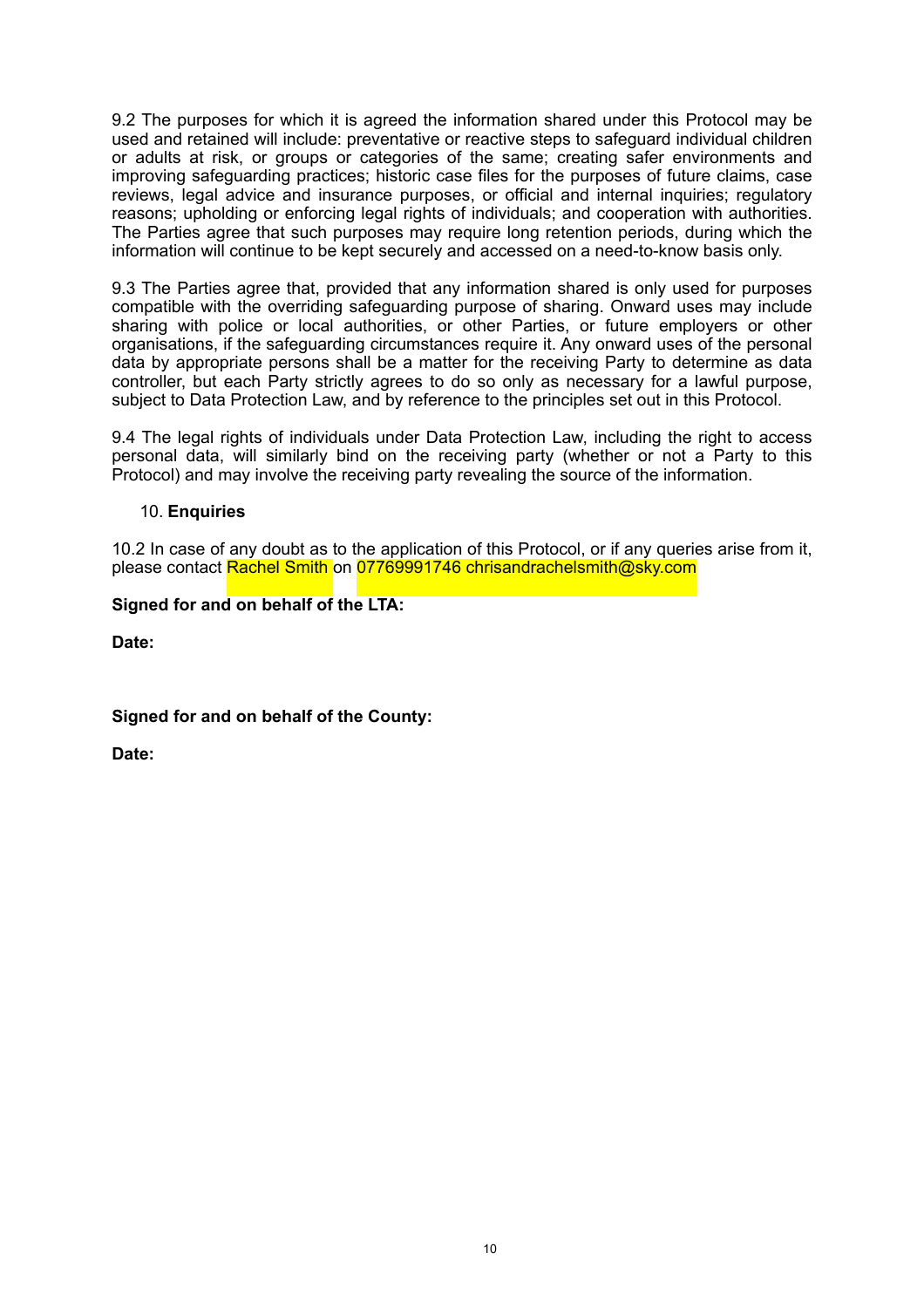9.2 The purposes for which it is agreed the information shared under this Protocol may be used and retained will include: preventative or reactive steps to safeguard individual children or adults at risk, or groups or categories of the same; creating safer environments and improving safeguarding practices; historic case files for the purposes of future claims, case reviews, legal advice and insurance purposes, or official and internal inquiries; regulatory reasons; upholding or enforcing legal rights of individuals; and cooperation with authorities. The Parties agree that such purposes may require long retention periods, during which the information will continue to be kept securely and accessed on a need-to-know basis only.

9.3 The Parties agree that, provided that any information shared is only used for purposes compatible with the overriding safeguarding purpose of sharing. Onward uses may include sharing with police or local authorities, or other Parties, or future employers or other organisations, if the safeguarding circumstances require it. Any onward uses of the personal data by appropriate persons shall be a matter for the receiving Party to determine as data controller, but each Party strictly agrees to do so only as necessary for a lawful purpose, subject to Data Protection Law, and by reference to the principles set out in this Protocol.

9.4 The legal rights of individuals under Data Protection Law, including the right to access personal data, will similarly bind on the receiving party (whether or not a Party to this Protocol) and may involve the receiving party revealing the source of the information.

10. **Enquiries**

10.2 In case of any doubt as to the application of this Protocol, or if any queries arise from it, please contact Rachel Smith on 07769991746 chrisandrachelsmith@sky.com

**Signed for and on behalf of the LTA:**

**Date:**

**Signed for and on behalf of the County:**

**Date:**